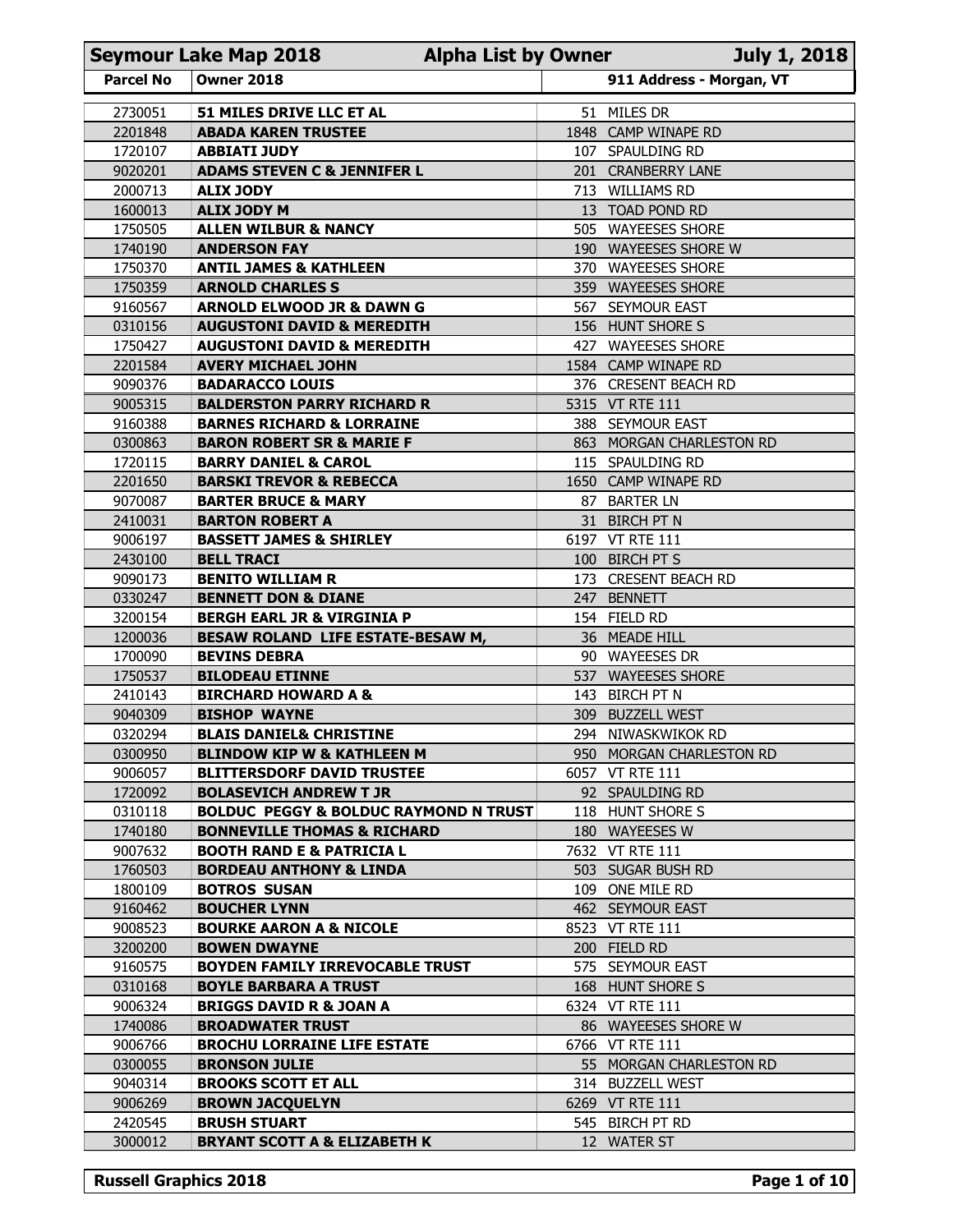| Seymour Lake Map 2018 | Alpha List by Owner | July 1, 2018 |
|---|---|---|
| **Parcel No** | **Owner 2018** | **911 Address - Morgan, VT** |
| 2730051 | **51 MILES DRIVE LLC ET AL** | 51 MILES DR |
| 2201848 | **ABADA KAREN TRUSTEE** | 1848 CAMP WINAPE RD |
| 1720107 | **ABBIATI JUDY** | 107 SPAULDING RD |
| 9020201 | **ADAMS STEVEN C & JENNIFER L** | 201 CRANBERRY LANE |
| 2000713 | **ALIX JODY** | 713 WILLIAMS RD |
| 1600013 | **ALIX JODY M** | 13 TOAD POND RD |
| 1750505 | **ALLEN WILBUR & NANCY** | 505 WAYEESES SHORE |
| 1740190 | **ANDERSON FAY** | 190 WAYEESES SHORE W |
| 1750370 | **ANTIL JAMES & KATHLEEN** | 370 WAYEESES SHORE |
| 1750359 | **ARNOLD CHARLES S** | 359 WAYEESES SHORE |
| 9160567 | **ARNOLD ELWOOD JR & DAWN G** | 567 SEYMOUR EAST |
| 0310156 | **AUGUSTONI DAVID & MEREDITH** | 156 HUNT SHORE S |
| 1750427 | **AUGUSTONI DAVID & MEREDITH** | 427 WAYEESES SHORE |
| 2201584 | **AVERY MICHAEL JOHN** | 1584 CAMP WINAPE RD |
| 9090376 | **BADARACCO LOUIS** | 376 CRESENT BEACH RD |
| 9005315 | **BALDERSTON PARRY RICHARD R** | 5315 VT RTE 111 |
| 9160388 | **BARNES RICHARD & LORRAINE** | 388 SEYMOUR EAST |
| 0300863 | **BARON ROBERT SR & MARIE F** | 863 MORGAN CHARLESTON RD |
| 1720115 | **BARRY DANIEL & CAROL** | 115 SPAULDING RD |
| 2201650 | **BARSKI TREVOR & REBECCA** | 1650 CAMP WINAPE RD |
| 9070087 | **BARTER BRUCE & MARY** | 87 BARTER LN |
| 2410031 | **BARTON ROBERT A** | 31 BIRCH PT N |
| 9006197 | **BASSETT JAMES & SHIRLEY** | 6197 VT RTE 111 |
| 2430100 | **BELL TRACI** | 100 BIRCH PT S |
| 9090173 | **BENITO WILLIAM R** | 173 CRESENT BEACH RD |
| 0330247 | **BENNETT DON & DIANE** | 247 BENNETT |
| 3200154 | **BERGH EARL JR & VIRGINIA P** | 154 FIELD RD |
| 1200036 | **BESAW ROLAND LIFE ESTATE-BESAW M,** | 36 MEADE HILL |
| 1700090 | **BEVINS DEBRA** | 90 WAYEESES DR |
| 1750537 | **BILODEAU ETINNE** | 537 WAYEESES SHORE |
| 2410143 | **BIRCHARD HOWARD A &** | 143 BIRCH PT N |
| 9040309 | **BISHOP WAYNE** | 309 BUZZELL WEST |
| 0320294 | **BLAIS DANIEL& CHRISTINE** | 294 NIWASKWIKOK RD |
| 0300950 | **BLINDOW KIP W & KATHLEEN M** | 950 MORGAN CHARLESTON RD |
| 9006057 | **BLITTERSDORF DAVID TRUSTEE** | 6057 VT RTE 111 |
| 1720092 | **BOLASEVICH ANDREW T JR** | 92 SPAULDING RD |
| 0310118 | **BOLDUC PEGGY & BOLDUC RAYMOND N TRUST** | 118 HUNT SHORE S |
| 1740180 | **BONNEVILLE THOMAS & RICHARD** | 180 WAYEESES W |
| 9007632 | **BOOTH RAND E & PATRICIA L** | 7632 VT RTE 111 |
| 1760503 | **BORDEAU ANTHONY & LINDA** | 503 SUGAR BUSH RD |
| 1800109 | **BOTROS SUSAN** | 109 ONE MILE RD |
| 9160462 | **BOUCHER LYNN** | 462 SEYMOUR EAST |
| 9008523 | **BOURKE AARON A & NICOLE** | 8523 VT RTE 111 |
| 3200200 | **BOWEN DWAYNE** | 200 FIELD RD |
| 9160575 | **BOYDEN FAMILY IRREVOCABLE TRUST** | 575 SEYMOUR EAST |
| 0310168 | **BOYLE BARBARA A TRUST** | 168 HUNT SHORE S |
| 9006324 | **BRIGGS DAVID R & JOAN A** | 6324 VT RTE 111 |
| 1740086 | **BROADWATER TRUST** | 86 WAYEESES SHORE W |
| 9006766 | **BROCHU LORRAINE LIFE ESTATE** | 6766 VT RTE 111 |
| 0300055 | **BRONSON JULIE** | 55 MORGAN CHARLESTON RD |
| 9040314 | **BROOKS SCOTT ET ALL** | 314 BUZZELL WEST |
| 9006269 | **BROWN JACQUELYN** | 6269 VT RTE 111 |
| 2420545 | **BRUSH STUART** | 545 BIRCH PT RD |
| 3000012 | **BRYANT SCOTT A & ELIZABETH K** | 12 WATER ST |

**Russell Graphics 2018**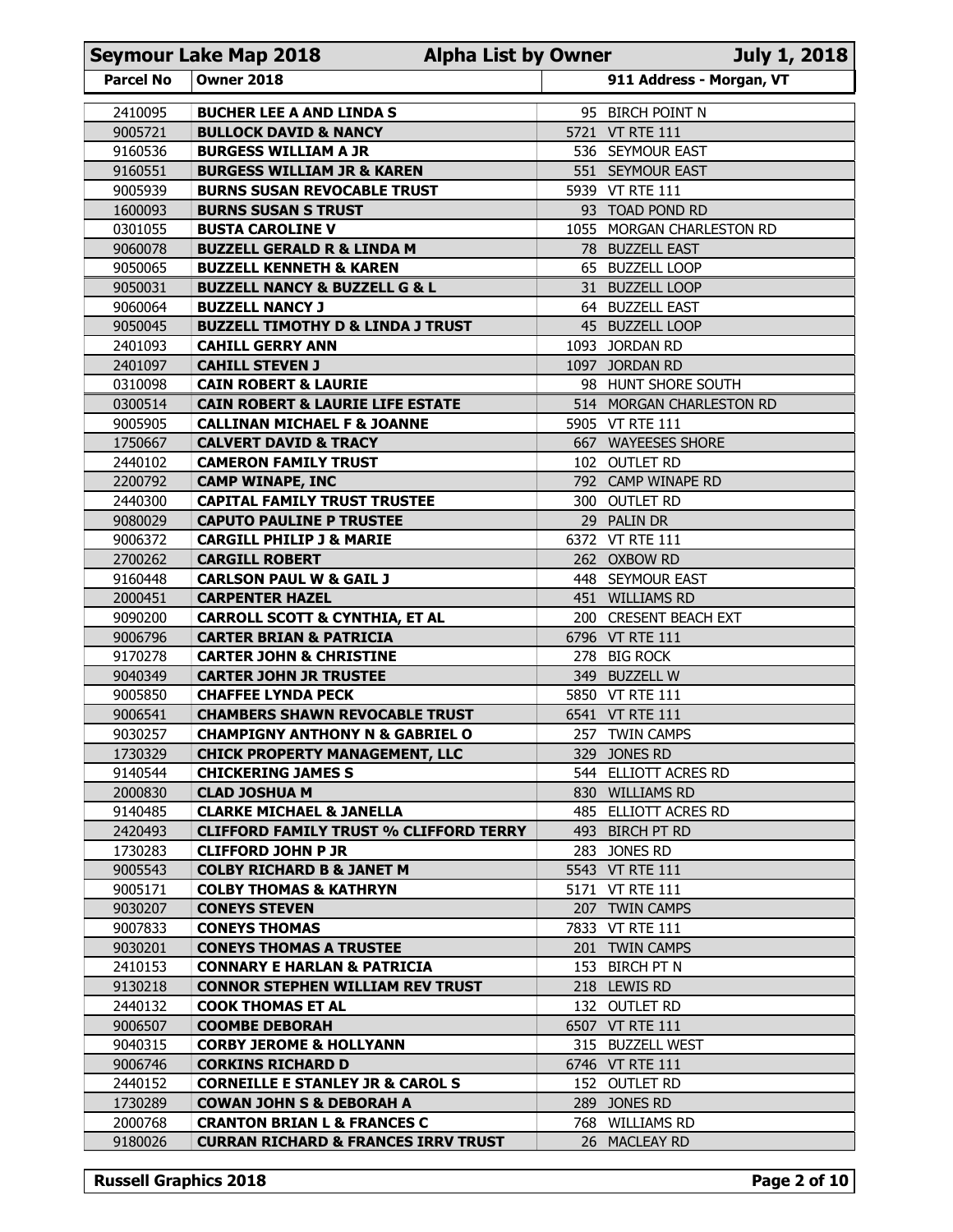| Seymour Lake Map 2018 | Alpha List by Owner | July 1, 2018 |
|---|---|---|
| **Parcel No** | **Owner 2018** | **911 Address - Morgan, VT** |
| 2410095 | **BUCHER LEE A AND LINDA S** | 95 BIRCH POINT N |
| 9005721 | **BULLOCK DAVID & NANCY** | 5721 VT RTE 111 |
| 9160536 | **BURGESS WILLIAM A JR** | 536 SEYMOUR EAST |
| 9160551 | **BURGESS WILLIAM JR & KAREN** | 551 SEYMOUR EAST |
| 9005939 | **BURNS SUSAN REVOCABLE TRUST** | 5939 VT RTE 111 |
| 1600093 | **BURNS SUSAN S TRUST** | 93 TOAD POND RD |
| 0301055 | **BUSTA CAROLINE V** | 1055 MORGAN CHARLESTON RD |
| 9060078 | **BUZZELL GERALD R & LINDA M** | 78 BUZZELL EAST |
| 9050065 | **BUZZELL KENNETH & KAREN** | 65 BUZZELL LOOP |
| 9050031 | **BUZZELL NANCY & BUZZELL G & L** | 31 BUZZELL LOOP |
| 9060064 | **BUZZELL NANCY J** | 64 BUZZELL EAST |
| 9050045 | **BUZZELL TIMOTHY D & LINDA J TRUST** | 45 BUZZELL LOOP |
| 2401093 | **CAHILL GERRY ANN** | 1093 JORDAN RD |
| 2401097 | **CAHILL STEVEN J** | 1097 JORDAN RD |
| 0310098 | **CAIN ROBERT & LAURIE** | 98 HUNT SHORE SOUTH |
| 0300514 | **CAIN ROBERT & LAURIE LIFE ESTATE** | 514 MORGAN CHARLESTON RD |
| 9005905 | **CALLINAN MICHAEL F & JOANNE** | 5905 VT RTE 111 |
| 1750667 | **CALVERT DAVID & TRACY** | 667 WAYEESES SHORE |
| 2440102 | **CAMERON FAMILY TRUST** | 102 OUTLET RD |
| 2200792 | **CAMP WINAPE, INC** | 792 CAMP WINAPE RD |
| 2440300 | **CAPITAL FAMILY TRUST TRUSTEE** | 300 OUTLET RD |
| 9080029 | **CAPUTO PAULINE P TRUSTEE** | 29 PALIN DR |
| 9006372 | **CARGILL PHILIP J & MARIE** | 6372 VT RTE 111 |
| 2700262 | **CARGILL ROBERT** | 262 OXBOW RD |
| 9160448 | **CARLSON PAUL W & GAIL J** | 448 SEYMOUR EAST |
| 2000451 | **CARPENTER HAZEL** | 451 WILLIAMS RD |
| 9090200 | **CARROLL SCOTT & CYNTHIA, ET AL** | 200 CRESENT BEACH EXT |
| 9006796 | **CARTER BRIAN & PATRICIA** | 6796 VT RTE 111 |
| 9170278 | **CARTER JOHN & CHRISTINE** | 278 BIG ROCK |
| 9040349 | **CARTER JOHN JR TRUSTEE** | 349 BUZZELL W |
| 9005850 | **CHAFFEE LYNDA PECK** | 5850 VT RTE 111 |
| 9006541 | **CHAMBERS SHAWN REVOCABLE TRUST** | 6541 VT RTE 111 |
| 9030257 | **CHAMPIGNY ANTHONY N & GABRIEL O** | 257 TWIN CAMPS |
| 1730329 | **CHICK PROPERTY MANAGEMENT, LLC** | 329 JONES RD |
| 9140544 | **CHICKERING JAMES S** | 544 ELLIOTT ACRES RD |
| 2000830 | **CLAD JOSHUA M** | 830 WILLIAMS RD |
| 9140485 | **CLARKE MICHAEL & JANELLA** | 485 ELLIOTT ACRES RD |
| 2420493 | **CLIFFORD FAMILY TRUST % CLIFFORD TERRY** | 493 BIRCH PT RD |
| 1730283 | **CLIFFORD JOHN P JR** | 283 JONES RD |
| 9005543 | **COLBY RICHARD B & JANET M** | 5543 VT RTE 111 |
| 9005171 | **COLBY THOMAS & KATHRYN** | 5171 VT RTE 111 |
| 9030207 | **CONEYS STEVEN** | 207 TWIN CAMPS |
| 9007833 | **CONEYS THOMAS** | 7833 VT RTE 111 |
| 9030201 | **CONEYS THOMAS A TRUSTEE** | 201 TWIN CAMPS |
| 2410153 | **CONNARY E HARLAN & PATRICIA** | 153 BIRCH PT N |
| 9130218 | **CONNOR STEPHEN WILLIAM REV TRUST** | 218 LEWIS RD |
| 2440132 | **COOK THOMAS ET AL** | 132 OUTLET RD |
| 9006507 | **COOMBE DEBORAH** | 6507 VT RTE 111 |
| 9040315 | **CORBY JEROME & HOLLYANN** | 315 BUZZELL WEST |
| 9006746 | **CORKINS RICHARD D** | 6746 VT RTE 111 |
| 2440152 | **CORNEILLE E STANLEY JR & CAROL S** | 152 OUTLET RD |
| 1730289 | **COWAN JOHN S & DEBORAH A** | 289 JONES RD |
| 2000768 | **CRANTON BRIAN L & FRANCES C** | 768 WILLIAMS RD |
| 9180026 | **CURRAN RICHARD & FRANCES IRRV TRUST** | 26 MACLEAY RD |

**Russell Graphics 2018**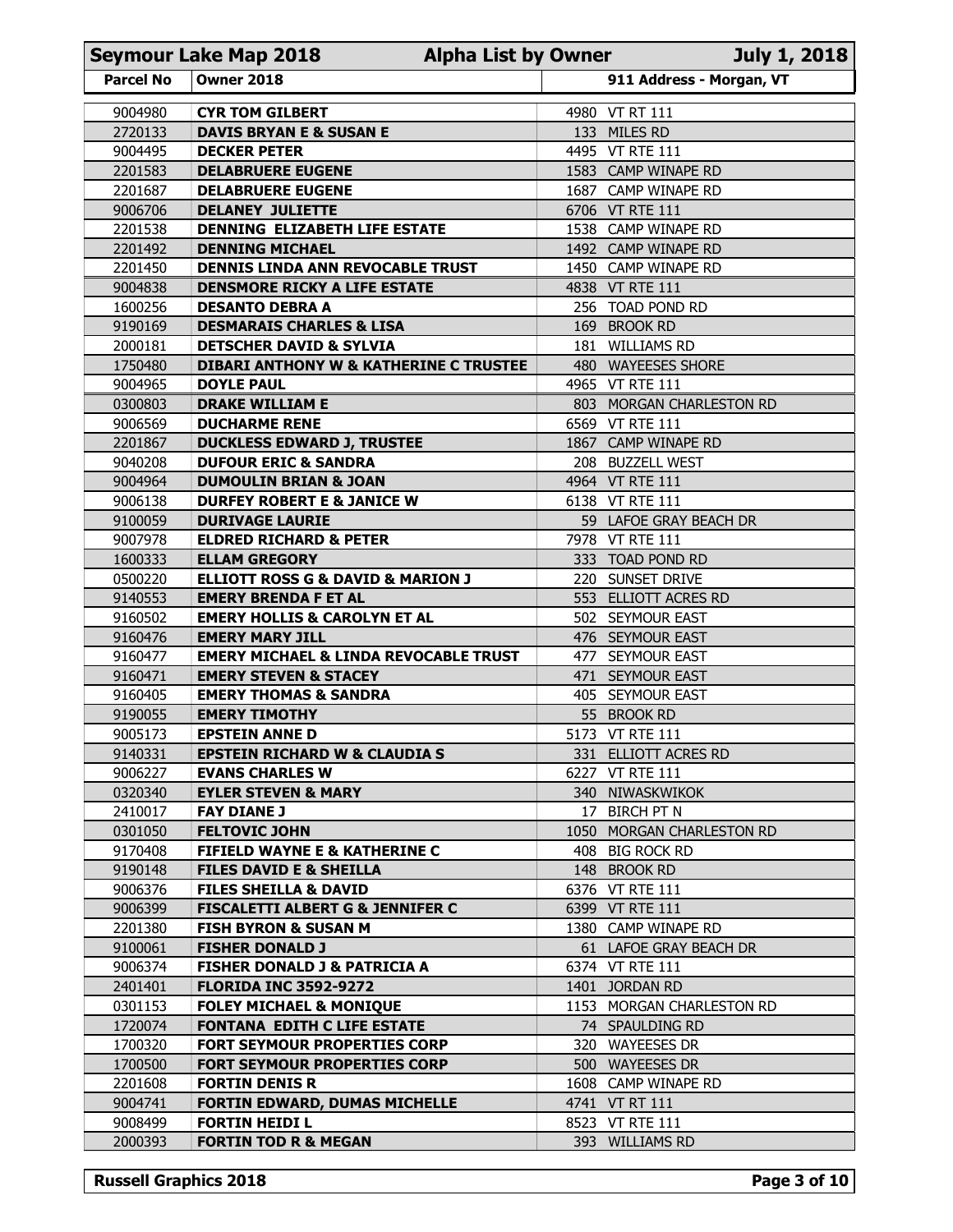## Seymour Lake Map 2018 — Alpha List by Owner — July 1, 2018

| Parcel No | Owner 2018 | 911 Address - Morgan, VT |
|---|---|---|
| 9004980 | **CYR TOM GILBERT** | 4980 VT RT 111 |
| 2720133 | **DAVIS BRYAN E & SUSAN E** | 133 MILES RD |
| 9004495 | **DECKER PETER** | 4495 VT RTE 111 |
| 2201583 | **DELABRUERE EUGENE** | 1583 CAMP WINAPE RD |
| 2201687 | **DELABRUERE EUGENE** | 1687 CAMP WINAPE RD |
| 9006706 | **DELANEY JULIETTE** | 6706 VT RTE 111 |
| 2201538 | **DENNING ELIZABETH LIFE ESTATE** | 1538 CAMP WINAPE RD |
| 2201492 | **DENNING MICHAEL** | 1492 CAMP WINAPE RD |
| 2201450 | **DENNIS LINDA ANN REVOCABLE TRUST** | 1450 CAMP WINAPE RD |
| 9004838 | **DENSMORE RICKY A LIFE ESTATE** | 4838 VT RTE 111 |
| 1600256 | **DESANTO DEBRA A** | 256 TOAD POND RD |
| 9190169 | **DESMARAIS CHARLES & LISA** | 169 BROOK RD |
| 2000181 | **DETSCHER DAVID & SYLVIA** | 181 WILLIAMS RD |
| 1750480 | **DIBARI ANTHONY W & KATHERINE C TRUSTEE** | 480 WAYEESES SHORE |
| 9004965 | **DOYLE PAUL** | 4965 VT RTE 111 |
| 0300803 | **DRAKE WILLIAM E** | 803 MORGAN CHARLESTON RD |
| 9006569 | **DUCHARME RENE** | 6569 VT RTE 111 |
| 2201867 | **DUCKLESS EDWARD J, TRUSTEE** | 1867 CAMP WINAPE RD |
| 9040208 | **DUFOUR ERIC & SANDRA** | 208 BUZZELL WEST |
| 9004964 | **DUMOULIN BRIAN & JOAN** | 4964 VT RTE 111 |
| 9006138 | **DURFEY ROBERT E & JANICE W** | 6138 VT RTE 111 |
| 9100059 | **DURIVAGE LAURIE** | 59 LAFOE GRAY BEACH DR |
| 9007978 | **ELDRED RICHARD & PETER** | 7978 VT RTE 111 |
| 1600333 | **ELLAM GREGORY** | 333 TOAD POND RD |
| 0500220 | **ELLIOTT ROSS G & DAVID & MARION J** | 220 SUNSET DRIVE |
| 9140553 | **EMERY BRENDA F ET AL** | 553 ELLIOTT ACRES RD |
| 9160502 | **EMERY HOLLIS & CAROLYN ET AL** | 502 SEYMOUR EAST |
| 9160476 | **EMERY MARY JILL** | 476 SEYMOUR EAST |
| 9160477 | **EMERY MICHAEL & LINDA REVOCABLE TRUST** | 477 SEYMOUR EAST |
| 9160471 | **EMERY STEVEN & STACEY** | 471 SEYMOUR EAST |
| 9160405 | **EMERY THOMAS & SANDRA** | 405 SEYMOUR EAST |
| 9190055 | **EMERY TIMOTHY** | 55 BROOK RD |
| 9005173 | **EPSTEIN ANNE D** | 5173 VT RTE 111 |
| 9140331 | **EPSTEIN RICHARD W & CLAUDIA S** | 331 ELLIOTT ACRES RD |
| 9006227 | **EVANS CHARLES W** | 6227 VT RTE 111 |
| 0320340 | **EYLER STEVEN & MARY** | 340 NIWASKWIKOK |
| 2410017 | **FAY DIANE J** | 17 BIRCH PT N |
| 0301050 | **FELTOVIC JOHN** | 1050 MORGAN CHARLESTON RD |
| 9170408 | **FIFIELD WAYNE E & KATHERINE C** | 408 BIG ROCK RD |
| 9190148 | **FILES DAVID E & SHEILLA** | 148 BROOK RD |
| 9006376 | **FILES SHEILLA & DAVID** | 6376 VT RTE 111 |
| 9006399 | **FISCALETTI ALBERT G & JENNIFER C** | 6399 VT RTE 111 |
| 2201380 | **FISH BYRON & SUSAN M** | 1380 CAMP WINAPE RD |
| 9100061 | **FISHER DONALD J** | 61 LAFOE GRAY BEACH DR |
| 9006374 | **FISHER DONALD J & PATRICIA A** | 6374 VT RTE 111 |
| 2401401 | **FLORIDA INC 3592-9272** | 1401 JORDAN RD |
| 0301153 | **FOLEY MICHAEL & MONIQUE** | 1153 MORGAN CHARLESTON RD |
| 1720074 | **FONTANA EDITH C LIFE ESTATE** | 74 SPAULDING RD |
| 1700320 | **FORT SEYMOUR PROPERTIES CORP** | 320 WAYEESES DR |
| 1700500 | **FORT SEYMOUR PROPERTIES CORP** | 500 WAYEESES DR |
| 2201608 | **FORTIN DENIS R** | 1608 CAMP WINAPE RD |
| 9004741 | **FORTIN EDWARD, DUMAS MICHELLE** | 4741 VT RT 111 |
| 9008499 | **FORTIN HEIDI L** | 8523 VT RTE 111 |
| 2000393 | **FORTIN TOD R & MEGAN** | 393 WILLIAMS RD |

Russell Graphics 2018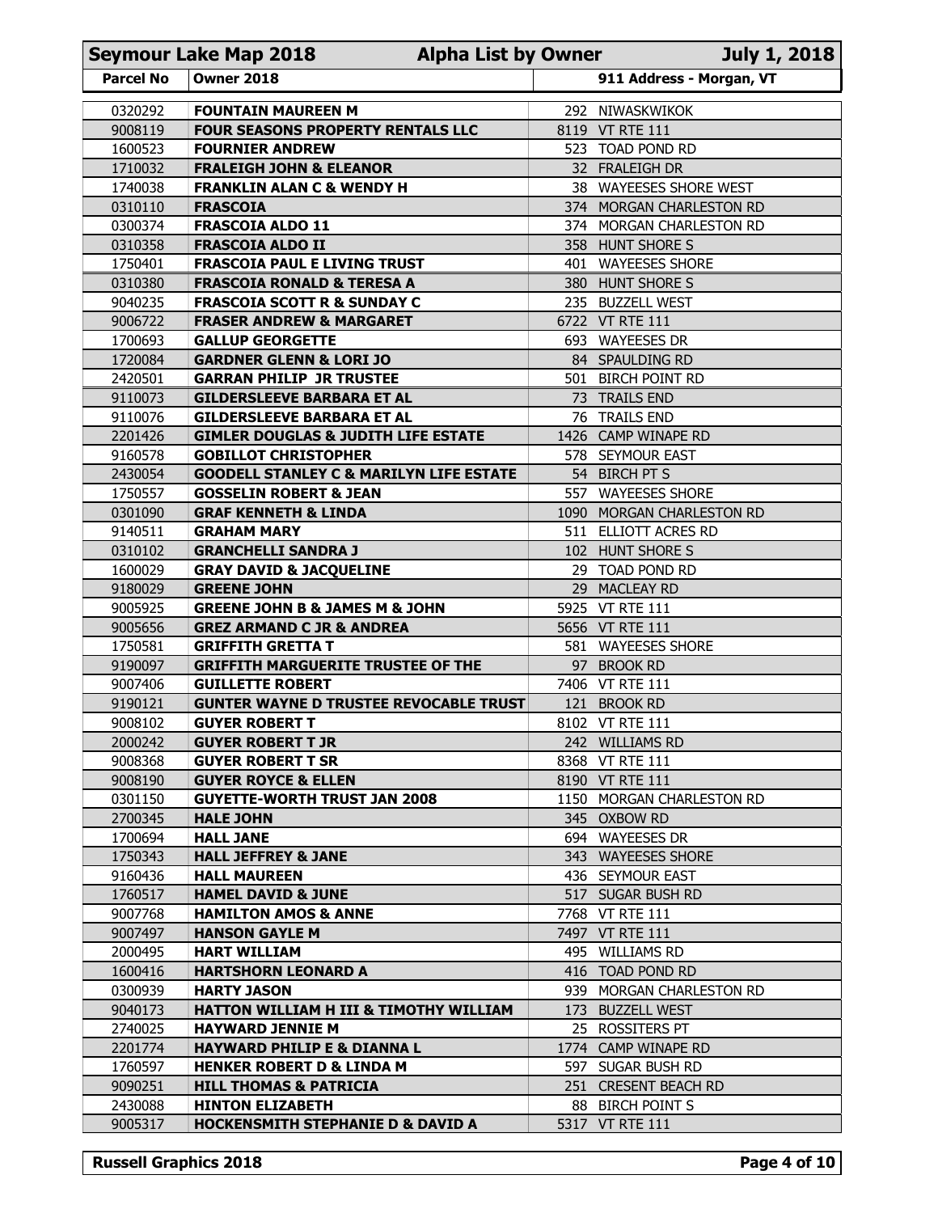**Seymour Lake Map 2018 — Alpha List by Owner — July 1, 2018**

| Parcel No | Owner 2018 | 911 Address - Morgan, VT |
|---|---|---|
| 0320292 | **FOUNTAIN MAUREEN M** | 292 NIWASKWIKOK |
| 9008119 | **FOUR SEASONS PROPERTY RENTALS LLC** | 8119 VT RTE 111 |
| 1600523 | **FOURNIER ANDREW** | 523 TOAD POND RD |
| 1710032 | **FRALEIGH JOHN & ELEANOR** | 32 FRALEIGH DR |
| 1740038 | **FRANKLIN ALAN C & WENDY H** | 38 WAYEESES SHORE WEST |
| 0310110 | **FRASCOIA** | 374 MORGAN CHARLESTON RD |
| 0300374 | **FRASCOIA ALDO 11** | 374 MORGAN CHARLESTON RD |
| 0310358 | **FRASCOIA ALDO II** | 358 HUNT SHORE S |
| 1750401 | **FRASCOIA PAUL E LIVING TRUST** | 401 WAYEESES SHORE |
| 0310380 | **FRASCOIA RONALD & TERESA A** | 380 HUNT SHORE S |
| 9040235 | **FRASCOIA SCOTT R & SUNDAY C** | 235 BUZZELL WEST |
| 9006722 | **FRASER ANDREW & MARGARET** | 6722 VT RTE 111 |
| 1700693 | **GALLUP GEORGETTE** | 693 WAYEESES DR |
| 1720084 | **GARDNER GLENN & LORI JO** | 84 SPAULDING RD |
| 2420501 | **GARRAN PHILIP JR TRUSTEE** | 501 BIRCH POINT RD |
| 9110073 | **GILDERSLEEVE BARBARA ET AL** | 73 TRAILS END |
| 9110076 | **GILDERSLEEVE BARBARA ET AL** | 76 TRAILS END |
| 2201426 | **GIMLER DOUGLAS & JUDITH LIFE ESTATE** | 1426 CAMP WINAPE RD |
| 9160578 | **GOBILLOT CHRISTOPHER** | 578 SEYMOUR EAST |
| 2430054 | **GOODELL STANLEY C & MARILYN LIFE ESTATE** | 54 BIRCH PT S |
| 1750557 | **GOSSELIN ROBERT & JEAN** | 557 WAYEESES SHORE |
| 0301090 | **GRAF KENNETH & LINDA** | 1090 MORGAN CHARLESTON RD |
| 9140511 | **GRAHAM MARY** | 511 ELLIOTT ACRES RD |
| 0310102 | **GRANCHELLI SANDRA J** | 102 HUNT SHORE S |
| 1600029 | **GRAY DAVID & JACQUELINE** | 29 TOAD POND RD |
| 9180029 | **GREENE JOHN** | 29 MACLEAY RD |
| 9005925 | **GREENE JOHN B & JAMES M & JOHN** | 5925 VT RTE 111 |
| 9005656 | **GREZ ARMAND C JR & ANDREA** | 5656 VT RTE 111 |
| 1750581 | **GRIFFITH GRETTA T** | 581 WAYEESES SHORE |
| 9190097 | **GRIFFITH MARGUERITE TRUSTEE OF THE** | 97 BROOK RD |
| 9007406 | **GUILLETTE ROBERT** | 7406 VT RTE 111 |
| 9190121 | **GUNTER WAYNE D TRUSTEE REVOCABLE TRUST** | 121 BROOK RD |
| 9008102 | **GUYER ROBERT T** | 8102 VT RTE 111 |
| 2000242 | **GUYER ROBERT T JR** | 242 WILLIAMS RD |
| 9008368 | **GUYER ROBERT T SR** | 8368 VT RTE 111 |
| 9008190 | **GUYER ROYCE & ELLEN** | 8190 VT RTE 111 |
| 0301150 | **GUYETTE-WORTH TRUST JAN 2008** | 1150 MORGAN CHARLESTON RD |
| 2700345 | **HALE JOHN** | 345 OXBOW RD |
| 1700694 | **HALL JANE** | 694 WAYEESES DR |
| 1750343 | **HALL JEFFREY & JANE** | 343 WAYEESES SHORE |
| 9160436 | **HALL MAUREEN** | 436 SEYMOUR EAST |
| 1760517 | **HAMEL DAVID & JUNE** | 517 SUGAR BUSH RD |
| 9007768 | **HAMILTON AMOS & ANNE** | 7768 VT RTE 111 |
| 9007497 | **HANSON GAYLE M** | 7497 VT RTE 111 |
| 2000495 | **HART WILLIAM** | 495 WILLIAMS RD |
| 1600416 | **HARTSHORN LEONARD A** | 416 TOAD POND RD |
| 0300939 | **HARTY JASON** | 939 MORGAN CHARLESTON RD |
| 9040173 | **HATTON WILLIAM H III & TIMOTHY WILLIAM** | 173 BUZZELL WEST |
| 2740025 | **HAYWARD JENNIE M** | 25 ROSSITERS PT |
| 2201774 | **HAYWARD PHILIP E & DIANNA L** | 1774 CAMP WINAPE RD |
| 1760597 | **HENKER ROBERT D & LINDA M** | 597 SUGAR BUSH RD |
| 9090251 | **HILL THOMAS & PATRICIA** | 251 CRESENT BEACH RD |
| 2430088 | **HINTON ELIZABETH** | 88 BIRCH POINT S |
| 9005317 | **HOCKENSMITH STEPHANIE D & DAVID A** | 5317 VT RTE 111 |

**Russell Graphics 2018**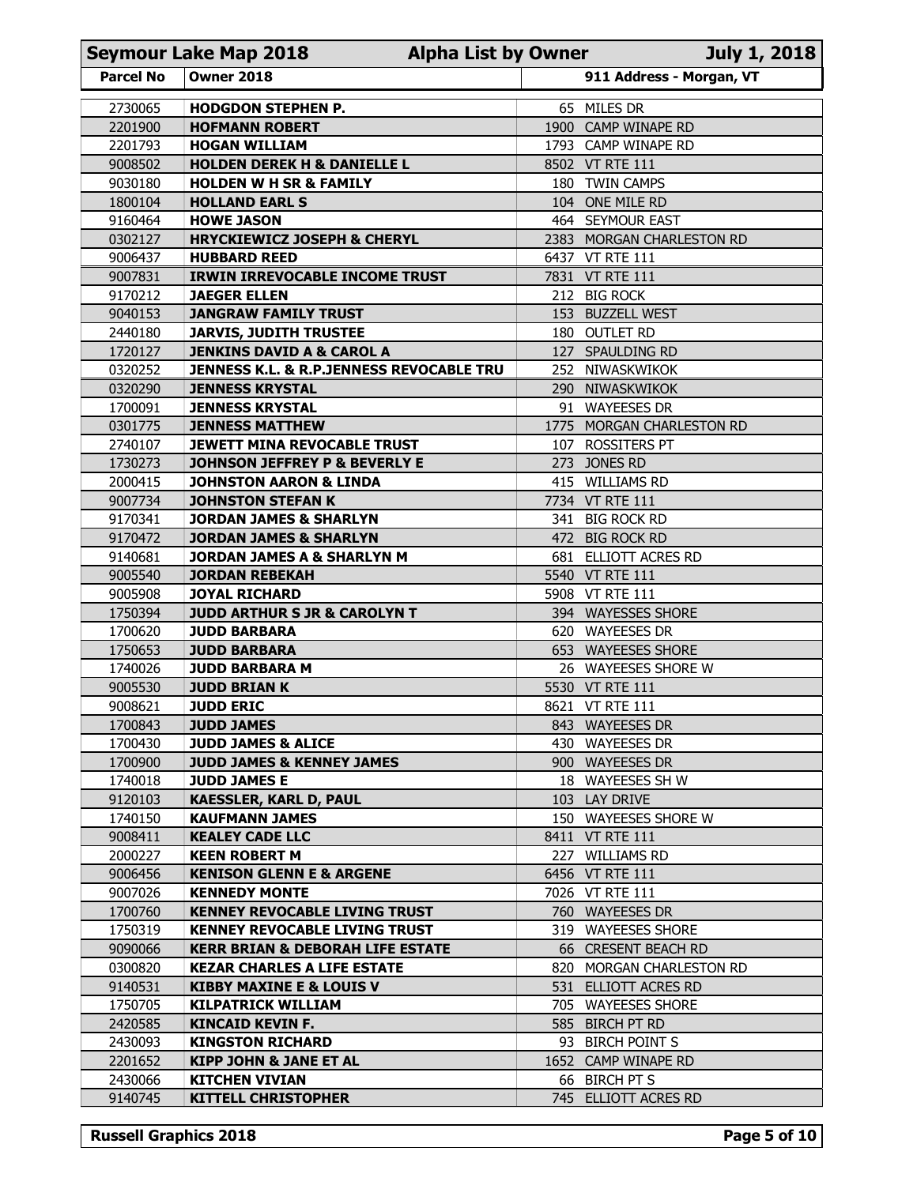# Seymour Lake Map 2018 — Alpha List by Owner — July 1, 2018

| Parcel No | Owner 2018 | 911 Address - Morgan, VT |
|---|---|---|
| 2730065 | HODGDON STEPHEN P. | 65 MILES DR |
| 2201900 | HOFMANN ROBERT | 1900 CAMP WINAPE RD |
| 2201793 | HOGAN WILLIAM | 1793 CAMP WINAPE RD |
| 9008502 | HOLDEN DEREK H & DANIELLE L | 8502 VT RTE 111 |
| 9030180 | HOLDEN W H SR & FAMILY | 180 TWIN CAMPS |
| 1800104 | HOLLAND EARL S | 104 ONE MILE RD |
| 9160464 | HOWE JASON | 464 SEYMOUR EAST |
| 0302127 | HRYCKIEWICZ JOSEPH & CHERYL | 2383 MORGAN CHARLESTON RD |
| 9006437 | HUBBARD REED | 6437 VT RTE 111 |
| 9007831 | IRWIN IRREVOCABLE INCOME TRUST | 7831 VT RTE 111 |
| 9170212 | JAEGER ELLEN | 212 BIG ROCK |
| 9040153 | JANGRAW FAMILY TRUST | 153 BUZZELL WEST |
| 2440180 | JARVIS, JUDITH TRUSTEE | 180 OUTLET RD |
| 1720127 | JENKINS DAVID A & CAROL A | 127 SPAULDING RD |
| 0320252 | JENNESS K.L. & R.P.JENNESS REVOCABLE TRU | 252 NIWASKWIKOK |
| 0320290 | JENNESS KRYSTAL | 290 NIWASKWIKOK |
| 1700091 | JENNESS KRYSTAL | 91 WAYEESES DR |
| 0301775 | JENNESS MATTHEW | 1775 MORGAN CHARLESTON RD |
| 2740107 | JEWETT MINA REVOCABLE TRUST | 107 ROSSITERS PT |
| 1730273 | JOHNSON JEFFREY P & BEVERLY E | 273 JONES RD |
| 2000415 | JOHNSTON AARON & LINDA | 415 WILLIAMS RD |
| 9007734 | JOHNSTON STEFAN K | 7734 VT RTE 111 |
| 9170341 | JORDAN JAMES & SHARLYN | 341 BIG ROCK RD |
| 9170472 | JORDAN JAMES & SHARLYN | 472 BIG ROCK RD |
| 9140681 | JORDAN JAMES A & SHARLYN M | 681 ELLIOTT ACRES RD |
| 9005540 | JORDAN REBEKAH | 5540 VT RTE 111 |
| 9005908 | JOYAL RICHARD | 5908 VT RTE 111 |
| 1750394 | JUDD ARTHUR S JR & CAROLYN T | 394 WAYESSES SHORE |
| 1700620 | JUDD BARBARA | 620 WAYEESES DR |
| 1750653 | JUDD BARBARA | 653 WAYEESES SHORE |
| 1740026 | JUDD BARBARA M | 26 WAYEESES SHORE W |
| 9005530 | JUDD BRIAN K | 5530 VT RTE 111 |
| 9008621 | JUDD ERIC | 8621 VT RTE 111 |
| 1700843 | JUDD JAMES | 843 WAYEESES DR |
| 1700430 | JUDD JAMES & ALICE | 430 WAYEESES DR |
| 1700900 | JUDD JAMES & KENNEY JAMES | 900 WAYEESES DR |
| 1740018 | JUDD JAMES E | 18 WAYEESES SH W |
| 9120103 | KAESSLER, KARL D, PAUL | 103 LAY DRIVE |
| 1740150 | KAUFMANN JAMES | 150 WAYEESES SHORE W |
| 9008411 | KEALEY CADE LLC | 8411 VT RTE 111 |
| 2000227 | KEEN ROBERT M | 227 WILLIAMS RD |
| 9006456 | KENISON GLENN E & ARGENE | 6456 VT RTE 111 |
| 9007026 | KENNEDY MONTE | 7026 VT RTE 111 |
| 1700760 | KENNEY REVOCABLE LIVING TRUST | 760 WAYEESES DR |
| 1750319 | KENNEY REVOCABLE LIVING TRUST | 319 WAYEESES SHORE |
| 9090066 | KERR BRIAN & DEBORAH LIFE ESTATE | 66 CRESENT BEACH RD |
| 0300820 | KEZAR CHARLES A LIFE ESTATE | 820 MORGAN CHARLESTON RD |
| 9140531 | KIBBY MAXINE E & LOUIS V | 531 ELLIOTT ACRES RD |
| 1750705 | KILPATRICK WILLIAM | 705 WAYEESES SHORE |
| 2420585 | KINCAID KEVIN F. | 585 BIRCH PT RD |
| 2430093 | KINGSTON RICHARD | 93 BIRCH POINT S |
| 2201652 | KIPP JOHN & JANE ET AL | 1652 CAMP WINAPE RD |
| 2430066 | KITCHEN VIVIAN | 66 BIRCH PT S |
| 9140745 | KITTELL CHRISTOPHER | 745 ELLIOTT ACRES RD |

Russell Graphics 2018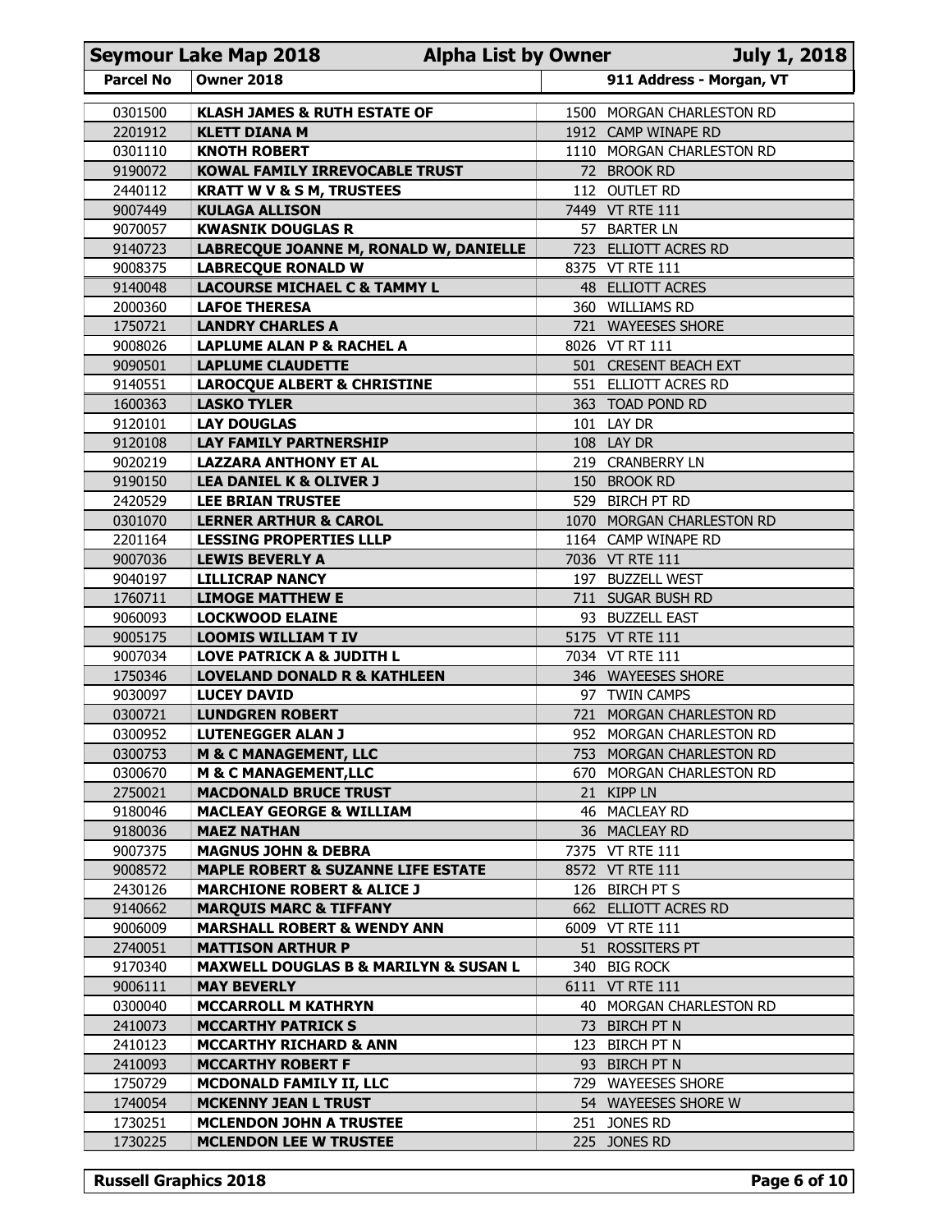| Parcel No | Owner 2018 | 911 Address - Morgan, VT |
|---|---|---|
| 0301500 | **KLASH JAMES & RUTH ESTATE OF** | 1500 MORGAN CHARLESTON RD |
| 2201912 | **KLETT DIANA M** | 1912 CAMP WINAPE RD |
| 0301110 | **KNOTH ROBERT** | 1110 MORGAN CHARLESTON RD |
| 9190072 | **KOWAL FAMILY IRREVOCABLE TRUST** | 72 BROOK RD |
| 2440112 | **KRATT W V & S M, TRUSTEES** | 112 OUTLET RD |
| 9007449 | **KULAGA ALLISON** | 7449 VT RTE 111 |
| 9070057 | **KWASNIK DOUGLAS R** | 57 BARTER LN |
| 9140723 | **LABRECQUE JOANNE M, RONALD W, DANIELLE** | 723 ELLIOTT ACRES RD |
| 9008375 | **LABRECQUE RONALD W** | 8375 VT RTE 111 |
| 9140048 | **LACOURSE MICHAEL C & TAMMY L** | 48 ELLIOTT ACRES |
| 2000360 | **LAFOE THERESA** | 360 WILLIAMS RD |
| 1750721 | **LANDRY CHARLES A** | 721 WAYEESES SHORE |
| 9008026 | **LAPLUME ALAN P & RACHEL A** | 8026 VT RT 111 |
| 9090501 | **LAPLUME CLAUDETTE** | 501 CRESENT BEACH EXT |
| 9140551 | **LAROCQUE ALBERT & CHRISTINE** | 551 ELLIOTT ACRES RD |
| 1600363 | **LASKO TYLER** | 363 TOAD POND RD |
| 9120101 | **LAY DOUGLAS** | 101 LAY DR |
| 9120108 | **LAY FAMILY PARTNERSHIP** | 108 LAY DR |
| 9020219 | **LAZZARA ANTHONY ET AL** | 219 CRANBERRY LN |
| 9190150 | **LEA DANIEL K & OLIVER J** | 150 BROOK RD |
| 2420529 | **LEE BRIAN TRUSTEE** | 529 BIRCH PT RD |
| 0301070 | **LERNER ARTHUR & CAROL** | 1070 MORGAN CHARLESTON RD |
| 2201164 | **LESSING PROPERTIES LLLP** | 1164 CAMP WINAPE RD |
| 9007036 | **LEWIS BEVERLY A** | 7036 VT RTE 111 |
| 9040197 | **LILLICRAP NANCY** | 197 BUZZELL WEST |
| 1760711 | **LIMOGE MATTHEW E** | 711 SUGAR BUSH RD |
| 9060093 | **LOCKWOOD ELAINE** | 93 BUZZELL EAST |
| 9005175 | **LOOMIS WILLIAM T IV** | 5175 VT RTE 111 |
| 9007034 | **LOVE PATRICK A & JUDITH L** | 7034 VT RTE 111 |
| 1750346 | **LOVELAND DONALD R & KATHLEEN** | 346 WAYEESES SHORE |
| 9030097 | **LUCEY DAVID** | 97 TWIN CAMPS |
| 0300721 | **LUNDGREN ROBERT** | 721 MORGAN CHARLESTON RD |
| 0300952 | **LUTENEGGER ALAN J** | 952 MORGAN CHARLESTON RD |
| 0300753 | **M & C MANAGEMENT, LLC** | 753 MORGAN CHARLESTON RD |
| 0300670 | **M & C MANAGEMENT,LLC** | 670 MORGAN CHARLESTON RD |
| 2750021 | **MACDONALD BRUCE TRUST** | 21 KIPP LN |
| 9180046 | **MACLEAY GEORGE & WILLIAM** | 46 MACLEAY RD |
| 9180036 | **MAEZ NATHAN** | 36 MACLEAY RD |
| 9007375 | **MAGNUS JOHN & DEBRA** | 7375 VT RTE 111 |
| 9008572 | **MAPLE ROBERT & SUZANNE LIFE ESTATE** | 8572 VT RTE 111 |
| 2430126 | **MARCHIONE ROBERT & ALICE J** | 126 BIRCH PT S |
| 9140662 | **MARQUIS MARC & TIFFANY** | 662 ELLIOTT ACRES RD |
| 9006009 | **MARSHALL ROBERT & WENDY ANN** | 6009 VT RTE 111 |
| 2740051 | **MATTISON ARTHUR P** | 51 ROSSITERS PT |
| 9170340 | **MAXWELL DOUGLAS B & MARILYN & SUSAN L** | 340 BIG ROCK |
| 9006111 | **MAY BEVERLY** | 6111 VT RTE 111 |
| 0300040 | **MCCARROLL M KATHRYN** | 40 MORGAN CHARLESTON RD |
| 2410073 | **MCCARTHY PATRICK S** | 73 BIRCH PT N |
| 2410123 | **MCCARTHY RICHARD & ANN** | 123 BIRCH PT N |
| 2410093 | **MCCARTHY ROBERT F** | 93 BIRCH PT N |
| 1750729 | **MCDONALD FAMILY II, LLC** | 729 WAYEESES SHORE |
| 1740054 | **MCKENNY JEAN L TRUST** | 54 WAYEESES SHORE W |
| 1730251 | **MCLENDON JOHN A TRUSTEE** | 251 JONES RD |
| 1730225 | **MCLENDON LEE W TRUSTEE** | 225 JONES RD |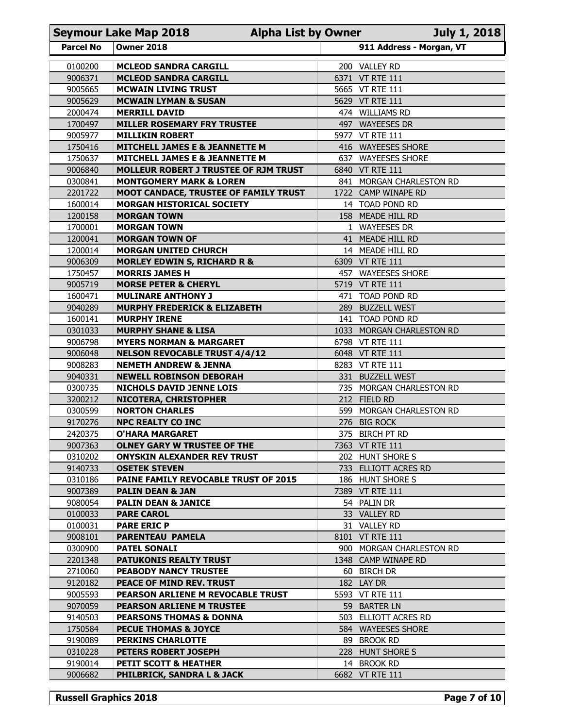# Seymour Lake Map 2018 — Alpha List by Owner — July 1, 2018

| Parcel No | Owner 2018 | 911 Address - Morgan, VT |
|---|---|---|
| 0100200 | MCLEOD SANDRA CARGILL | 200 VALLEY RD |
| 9006371 | MCLEOD SANDRA CARGILL | 6371 VT RTE 111 |
| 9005665 | MCWAIN LIVING TRUST | 5665 VT RTE 111 |
| 9005629 | MCWAIN LYMAN & SUSAN | 5629 VT RTE 111 |
| 2000474 | MERRILL DAVID | 474 WILLIAMS RD |
| 1700497 | MILLER ROSEMARY FRY TRUSTEE | 497 WAYEESES DR |
| 9005977 | MILLIKIN ROBERT | 5977 VT RTE 111 |
| 1750416 | MITCHELL JAMES E & JEANNETTE M | 416 WAYEESES SHORE |
| 1750637 | MITCHELL JAMES E & JEANNETTE M | 637 WAYEESES SHORE |
| 9006840 | MOLLEUR ROBERT J TRUSTEE OF RJM TRUST | 6840 VT RTE 111 |
| 0300841 | MONTGOMERY MARK & LOREN | 841 MORGAN CHARLESTON RD |
| 2201722 | MOOT CANDACE, TRUSTEE OF FAMILY TRUST | 1722 CAMP WINAPE RD |
| 1600014 | MORGAN HISTORICAL SOCIETY | 14 TOAD POND RD |
| 1200158 | MORGAN TOWN | 158 MEADE HILL RD |
| 1700001 | MORGAN TOWN | 1 WAYEESES DR |
| 1200041 | MORGAN TOWN OF | 41 MEADE HILL RD |
| 1200014 | MORGAN UNITED CHURCH | 14 MEADE HILL RD |
| 9006309 | MORLEY EDWIN S, RICHARD R & | 6309 VT RTE 111 |
| 1750457 | MORRIS JAMES H | 457 WAYEESES SHORE |
| 9005719 | MORSE PETER & CHERYL | 5719 VT RTE 111 |
| 1600471 | MULINARE ANTHONY J | 471 TOAD POND RD |
| 9040289 | MURPHY FREDERICK & ELIZABETH | 289 BUZZELL WEST |
| 1600141 | MURPHY IRENE | 141 TOAD POND RD |
| 0301033 | MURPHY SHANE & LISA | 1033 MORGAN CHARLESTON RD |
| 9006798 | MYERS NORMAN & MARGARET | 6798 VT RTE 111 |
| 9006048 | NELSON REVOCABLE TRUST 4/4/12 | 6048 VT RTE 111 |
| 9008283 | NEMETH ANDREW & JENNA | 8283 VT RTE 111 |
| 9040331 | NEWELL ROBINSON DEBORAH | 331 BUZZELL WEST |
| 0300735 | NICHOLS DAVID JENNE LOIS | 735 MORGAN CHARLESTON RD |
| 3200212 | NICOTERA, CHRISTOPHER | 212 FIELD RD |
| 0300599 | NORTON CHARLES | 599 MORGAN CHARLESTON RD |
| 9170276 | NPC REALTY CO INC | 276 BIG ROCK |
| 2420375 | O'HARA MARGARET | 375 BIRCH PT RD |
| 9007363 | OLNEY GARY W TRUSTEE OF THE | 7363 VT RTE 111 |
| 0310202 | ONYSKIN ALEXANDER REV TRUST | 202 HUNT SHORE S |
| 9140733 | OSETEK STEVEN | 733 ELLIOTT ACRES RD |
| 0310186 | PAINE FAMILY REVOCABLE TRUST OF 2015 | 186 HUNT SHORE S |
| 9007389 | PALIN DEAN & JAN | 7389 VT RTE 111 |
| 9080054 | PALIN DEAN & JANICE | 54 PALIN DR |
| 0100033 | PARE CAROL | 33 VALLEY RD |
| 0100031 | PARE ERIC P | 31 VALLEY RD |
| 9008101 | PARENTEAU PAMELA | 8101 VT RTE 111 |
| 0300900 | PATEL SONALI | 900 MORGAN CHARLESTON RD |
| 2201348 | PATUKONIS REALTY TRUST | 1348 CAMP WINAPE RD |
| 2710060 | PEABODY NANCY TRUSTEE | 60 BIRCH DR |
| 9120182 | PEACE OF MIND REV. TRUST | 182 LAY DR |
| 9005593 | PEARSON ARLIENE M REVOCABLE TRUST | 5593 VT RTE 111 |
| 9070059 | PEARSON ARLIENE M TRUSTEE | 59 BARTER LN |
| 9140503 | PEARSONS THOMAS & DONNA | 503 ELLIOTT ACRES RD |
| 1750584 | PECUE THOMAS & JOYCE | 584 WAYEESES SHORE |
| 9190089 | PERKINS CHARLOTTE | 89 BROOK RD |
| 0310228 | PETERS ROBERT JOSEPH | 228 HUNT SHORE S |
| 9190014 | PETIT SCOTT & HEATHER | 14 BROOK RD |
| 9006682 | PHILBRICK, SANDRA L & JACK | 6682 VT RTE 111 |

Russell Graphics 2018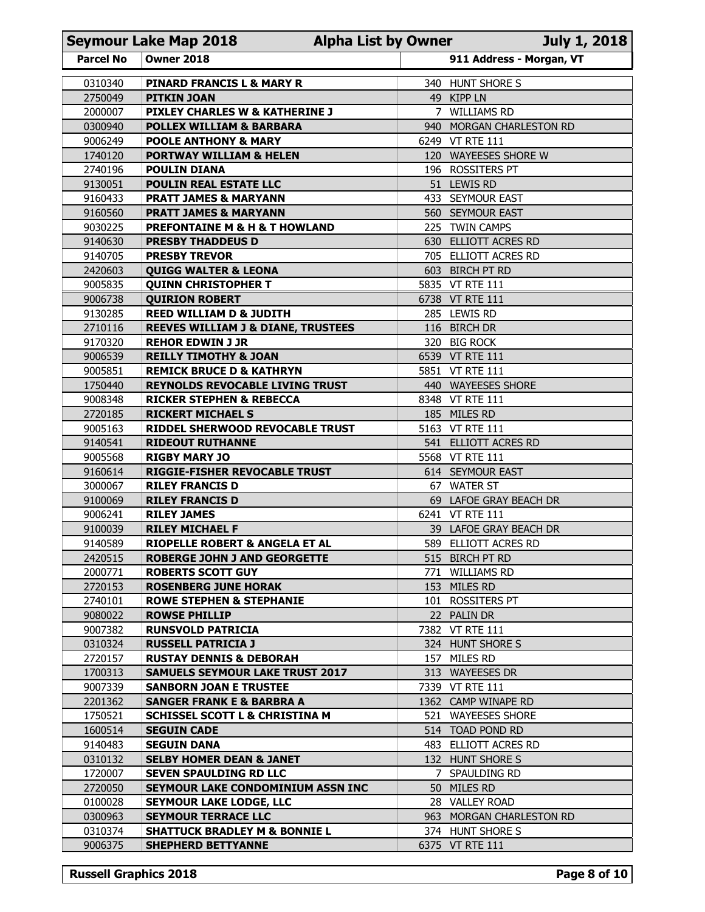# Seymour Lake Map 2018 — Alpha List by Owner — July 1, 2018

| Parcel No | Owner 2018 | 911 Address - Morgan, VT |
|---|---|---|
| 0310340 | PINARD FRANCIS L & MARY R | 340 HUNT SHORE S |
| 2750049 | PITKIN JOAN | 49 KIPP LN |
| 2000007 | PIXLEY CHARLES W & KATHERINE J | 7 WILLIAMS RD |
| 0300940 | POLLEX WILLIAM & BARBARA | 940 MORGAN CHARLESTON RD |
| 9006249 | POOLE ANTHONY & MARY | 6249 VT RTE 111 |
| 1740120 | PORTWAY WILLIAM & HELEN | 120 WAYEESES SHORE W |
| 2740196 | POULIN DIANA | 196 ROSSITERS PT |
| 9130051 | POULIN REAL ESTATE LLC | 51 LEWIS RD |
| 9160433 | PRATT JAMES & MARYANN | 433 SEYMOUR EAST |
| 9160560 | PRATT JAMES & MARYANN | 560 SEYMOUR EAST |
| 9030225 | PREFONTAINE M & H & T HOWLAND | 225 TWIN CAMPS |
| 9140630 | PRESBY THADDEUS D | 630 ELLIOTT ACRES RD |
| 9140705 | PRESBY TREVOR | 705 ELLIOTT ACRES RD |
| 2420603 | QUIGG WALTER & LEONA | 603 BIRCH PT RD |
| 9005835 | QUINN CHRISTOPHER T | 5835 VT RTE 111 |
| 9006738 | QUIRION ROBERT | 6738 VT RTE 111 |
| 9130285 | REED WILLIAM D & JUDITH | 285 LEWIS RD |
| 2710116 | REEVES WILLIAM J & DIANE, TRUSTEES | 116 BIRCH DR |
| 9170320 | REHOR EDWIN J JR | 320 BIG ROCK |
| 9006539 | REILLY TIMOTHY & JOAN | 6539 VT RTE 111 |
| 9005851 | REMICK BRUCE D & KATHRYN | 5851 VT RTE 111 |
| 1750440 | REYNOLDS REVOCABLE LIVING TRUST | 440 WAYEESES SHORE |
| 9008348 | RICKER STEPHEN & REBECCA | 8348 VT RTE 111 |
| 2720185 | RICKERT MICHAEL S | 185 MILES RD |
| 9005163 | RIDDEL SHERWOOD REVOCABLE TRUST | 5163 VT RTE 111 |
| 9140541 | RIDEOUT RUTHANNE | 541 ELLIOTT ACRES RD |
| 9005568 | RIGBY MARY JO | 5568 VT RTE 111 |
| 9160614 | RIGGIE-FISHER REVOCABLE TRUST | 614 SEYMOUR EAST |
| 3000067 | RILEY FRANCIS D | 67 WATER ST |
| 9100069 | RILEY FRANCIS D | 69 LAFOE GRAY BEACH DR |
| 9006241 | RILEY JAMES | 6241 VT RTE 111 |
| 9100039 | RILEY MICHAEL F | 39 LAFOE GRAY BEACH DR |
| 9140589 | RIOPELLE ROBERT & ANGELA ET AL | 589 ELLIOTT ACRES RD |
| 2420515 | ROBERGE JOHN J AND GEORGETTE | 515 BIRCH PT RD |
| 2000771 | ROBERTS SCOTT GUY | 771 WILLIAMS RD |
| 2720153 | ROSENBERG JUNE HORAK | 153 MILES RD |
| 2740101 | ROWE STEPHEN & STEPHANIE | 101 ROSSITERS PT |
| 9080022 | ROWSE PHILLIP | 22 PALIN DR |
| 9007382 | RUNSVOLD PATRICIA | 7382 VT RTE 111 |
| 0310324 | RUSSELL PATRICIA J | 324 HUNT SHORE S |
| 2720157 | RUSTAY DENNIS & DEBORAH | 157 MILES RD |
| 1700313 | SAMUELS SEYMOUR LAKE TRUST 2017 | 313 WAYEESES DR |
| 9007339 | SANBORN JOAN E TRUSTEE | 7339 VT RTE 111 |
| 2201362 | SANGER FRANK E & BARBRA A | 1362 CAMP WINAPE RD |
| 1750521 | SCHISSEL SCOTT L & CHRISTINA M | 521 WAYEESES SHORE |
| 1600514 | SEGUIN CADE | 514 TOAD POND RD |
| 9140483 | SEGUIN DANA | 483 ELLIOTT ACRES RD |
| 0310132 | SELBY HOMER DEAN & JANET | 132 HUNT SHORE S |
| 1720007 | SEVEN SPAULDING RD LLC | 7 SPAULDING RD |
| 2720050 | SEYMOUR LAKE CONDOMINIUM ASSN INC | 50 MILES RD |
| 0100028 | SEYMOUR LAKE LODGE, LLC | 28 VALLEY ROAD |
| 0300963 | SEYMOUR TERRACE LLC | 963 MORGAN CHARLESTON RD |
| 0310374 | SHATTUCK BRADLEY M & BONNIE L | 374 HUNT SHORE S |
| 9006375 | SHEPHERD BETTYANNE | 6375 VT RTE 111 |

Russell Graphics 2018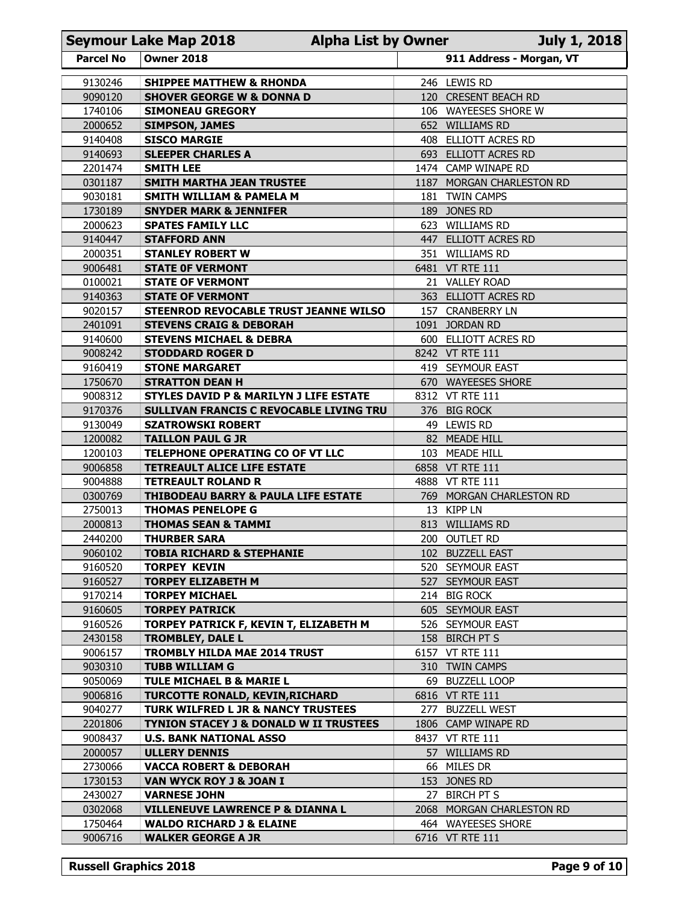**Seymour Lake Map 2018 — Alpha List by Owner — July 1, 2018**

| Parcel No | Owner 2018 | 911 Address - Morgan, VT |
|---|---|---|
| 9130246 | **SHIPPEE MATTHEW & RHONDA** | 246 LEWIS RD |
| 9090120 | **SHOVER GEORGE W & DONNA D** | 120 CRESENT BEACH RD |
| 1740106 | **SIMONEAU GREGORY** | 106 WAYEESES SHORE W |
| 2000652 | **SIMPSON, JAMES** | 652 WILLIAMS RD |
| 9140408 | **SISCO MARGIE** | 408 ELLIOTT ACRES RD |
| 9140693 | **SLEEPER CHARLES A** | 693 ELLIOTT ACRES RD |
| 2201474 | **SMITH LEE** | 1474 CAMP WINAPE RD |
| 0301187 | **SMITH MARTHA JEAN TRUSTEE** | 1187 MORGAN CHARLESTON RD |
| 9030181 | **SMITH WILLIAM & PAMELA M** | 181 TWIN CAMPS |
| 1730189 | **SNYDER MARK & JENNIFER** | 189 JONES RD |
| 2000623 | **SPATES FAMILY LLC** | 623 WILLIAMS RD |
| 9140447 | **STAFFORD ANN** | 447 ELLIOTT ACRES RD |
| 2000351 | **STANLEY ROBERT W** | 351 WILLIAMS RD |
| 9006481 | **STATE 0F VERMONT** | 6481 VT RTE 111 |
| 0100021 | **STATE OF VERMONT** | 21 VALLEY ROAD |
| 9140363 | **STATE OF VERMONT** | 363 ELLIOTT ACRES RD |
| 9020157 | **STEENROD REVOCABLE TRUST JEANNE WILSO** | 157 CRANBERRY LN |
| 2401091 | **STEVENS CRAIG & DEBORAH** | 1091 JORDAN RD |
| 9140600 | **STEVENS MICHAEL & DEBRA** | 600 ELLIOTT ACRES RD |
| 9008242 | **STODDARD ROGER D** | 8242 VT RTE 111 |
| 9160419 | **STONE MARGARET** | 419 SEYMOUR EAST |
| 1750670 | **STRATTON DEAN H** | 670 WAYEESES SHORE |
| 9008312 | **STYLES DAVID P & MARILYN J LIFE ESTATE** | 8312 VT RTE 111 |
| 9170376 | **SULLIVAN FRANCIS C REVOCABLE LIVING TRU** | 376 BIG ROCK |
| 9130049 | **SZATROWSKI ROBERT** | 49 LEWIS RD |
| 1200082 | **TAILLON PAUL G JR** | 82 MEADE HILL |
| 1200103 | **TELEPHONE OPERATING CO OF VT LLC** | 103 MEADE HILL |
| 9006858 | **TETREAULT ALICE LIFE ESTATE** | 6858 VT RTE 111 |
| 9004888 | **TETREAULT ROLAND R** | 4888 VT RTE 111 |
| 0300769 | **THIBODEAU BARRY & PAULA LIFE ESTATE** | 769 MORGAN CHARLESTON RD |
| 2750013 | **THOMAS PENELOPE G** | 13 KIPP LN |
| 2000813 | **THOMAS SEAN & TAMMI** | 813 WILLIAMS RD |
| 2440200 | **THURBER SARA** | 200 OUTLET RD |
| 9060102 | **TOBIA RICHARD & STEPHANIE** | 102 BUZZELL EAST |
| 9160520 | **TORPEY KEVIN** | 520 SEYMOUR EAST |
| 9160527 | **TORPEY ELIZABETH M** | 527 SEYMOUR EAST |
| 9170214 | **TORPEY MICHAEL** | 214 BIG ROCK |
| 9160605 | **TORPEY PATRICK** | 605 SEYMOUR EAST |
| 9160526 | **TORPEY PATRICK F, KEVIN T, ELIZABETH M** | 526 SEYMOUR EAST |
| 2430158 | **TROMBLEY, DALE L** | 158 BIRCH PT S |
| 9006157 | **TROMBLY HILDA MAE 2014 TRUST** | 6157 VT RTE 111 |
| 9030310 | **TUBB WILLIAM G** | 310 TWIN CAMPS |
| 9050069 | **TULE MICHAEL B & MARIE L** | 69 BUZZELL LOOP |
| 9006816 | **TURCOTTE RONALD, KEVIN,RICHARD** | 6816 VT RTE 111 |
| 9040277 | **TURK WILFRED L JR & NANCY TRUSTEES** | 277 BUZZELL WEST |
| 2201806 | **TYNION STACEY J & DONALD W II TRUSTEES** | 1806 CAMP WINAPE RD |
| 9008437 | **U.S. BANK NATIONAL ASSO** | 8437 VT RTE 111 |
| 2000057 | **ULLERY DENNIS** | 57 WILLIAMS RD |
| 2730066 | **VACCA ROBERT & DEBORAH** | 66 MILES DR |
| 1730153 | **VAN WYCK ROY J & JOAN I** | 153 JONES RD |
| 2430027 | **VARNESE JOHN** | 27 BIRCH PT S |
| 0302068 | **VILLENEUVE LAWRENCE P & DIANNA L** | 2068 MORGAN CHARLESTON RD |
| 1750464 | **WALDO RICHARD J & ELAINE** | 464 WAYEESES SHORE |
| 9006716 | **WALKER GEORGE A JR** | 6716 VT RTE 111 |

**Russell Graphics 2018**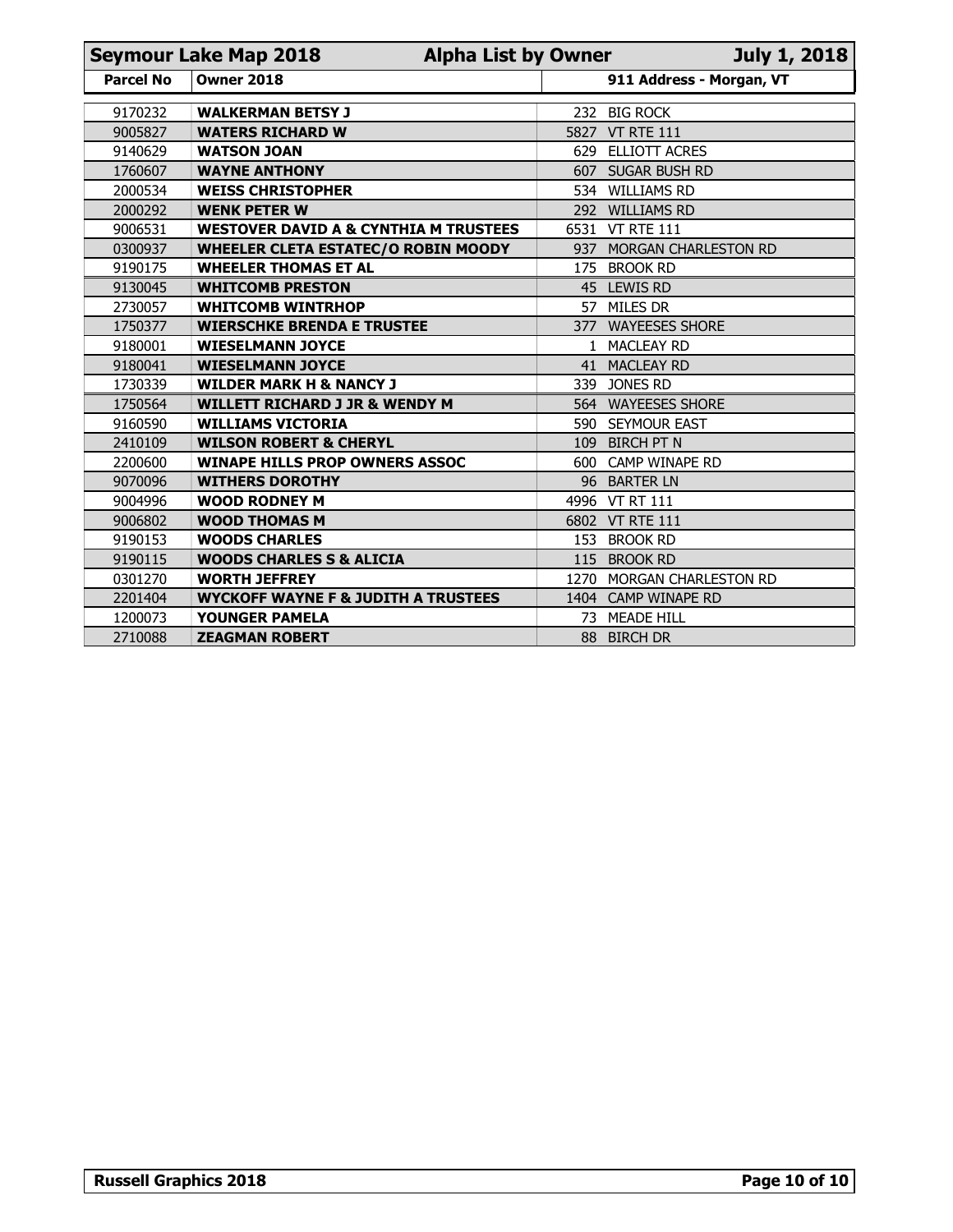| Parcel No | Owner 2018 | 911 Address - Morgan, VT |
|---|---|---|
| 9170232 | **WALKERMAN BETSY J** | 232 BIG ROCK |
| 9005827 | **WATERS RICHARD W** | 5827 VT RTE 111 |
| 9140629 | **WATSON JOAN** | 629 ELLIOTT ACRES |
| 1760607 | **WAYNE ANTHONY** | 607 SUGAR BUSH RD |
| 2000534 | **WEISS CHRISTOPHER** | 534 WILLIAMS RD |
| 2000292 | **WENK PETER W** | 292 WILLIAMS RD |
| 9006531 | **WESTOVER DAVID A & CYNTHIA M TRUSTEES** | 6531 VT RTE 111 |
| 0300937 | **WHEELER CLETA ESTATEC/O ROBIN MOODY** | 937 MORGAN CHARLESTON RD |
| 9190175 | **WHEELER THOMAS ET AL** | 175 BROOK RD |
| 9130045 | **WHITCOMB PRESTON** | 45 LEWIS RD |
| 2730057 | **WHITCOMB WINTRHOP** | 57 MILES DR |
| 1750377 | **WIERSCHKE BRENDA E TRUSTEE** | 377 WAYEESES SHORE |
| 9180001 | **WIESELMANN JOYCE** | 1 MACLEAY RD |
| 9180041 | **WIESELMANN JOYCE** | 41 MACLEAY RD |
| 1730339 | **WILDER MARK H & NANCY J** | 339 JONES RD |
| 1750564 | **WILLETT RICHARD J JR & WENDY M** | 564 WAYEESES SHORE |
| 9160590 | **WILLIAMS VICTORIA** | 590 SEYMOUR EAST |
| 2410109 | **WILSON ROBERT & CHERYL** | 109 BIRCH PT N |
| 2200600 | **WINAPE HILLS PROP OWNERS ASSOC** | 600 CAMP WINAPE RD |
| 9070096 | **WITHERS DOROTHY** | 96 BARTER LN |
| 9004996 | **WOOD RODNEY M** | 4996 VT RT 111 |
| 9006802 | **WOOD THOMAS M** | 6802 VT RTE 111 |
| 9190153 | **WOODS CHARLES** | 153 BROOK RD |
| 9190115 | **WOODS CHARLES S & ALICIA** | 115 BROOK RD |
| 0301270 | **WORTH JEFFREY** | 1270 MORGAN CHARLESTON RD |
| 2201404 | **WYCKOFF WAYNE F & JUDITH A TRUSTEES** | 1404 CAMP WINAPE RD |
| 1200073 | **YOUNGER PAMELA** | 73 MEADE HILL |
| 2710088 | **ZEAGMAN ROBERT** | 88 BIRCH DR |